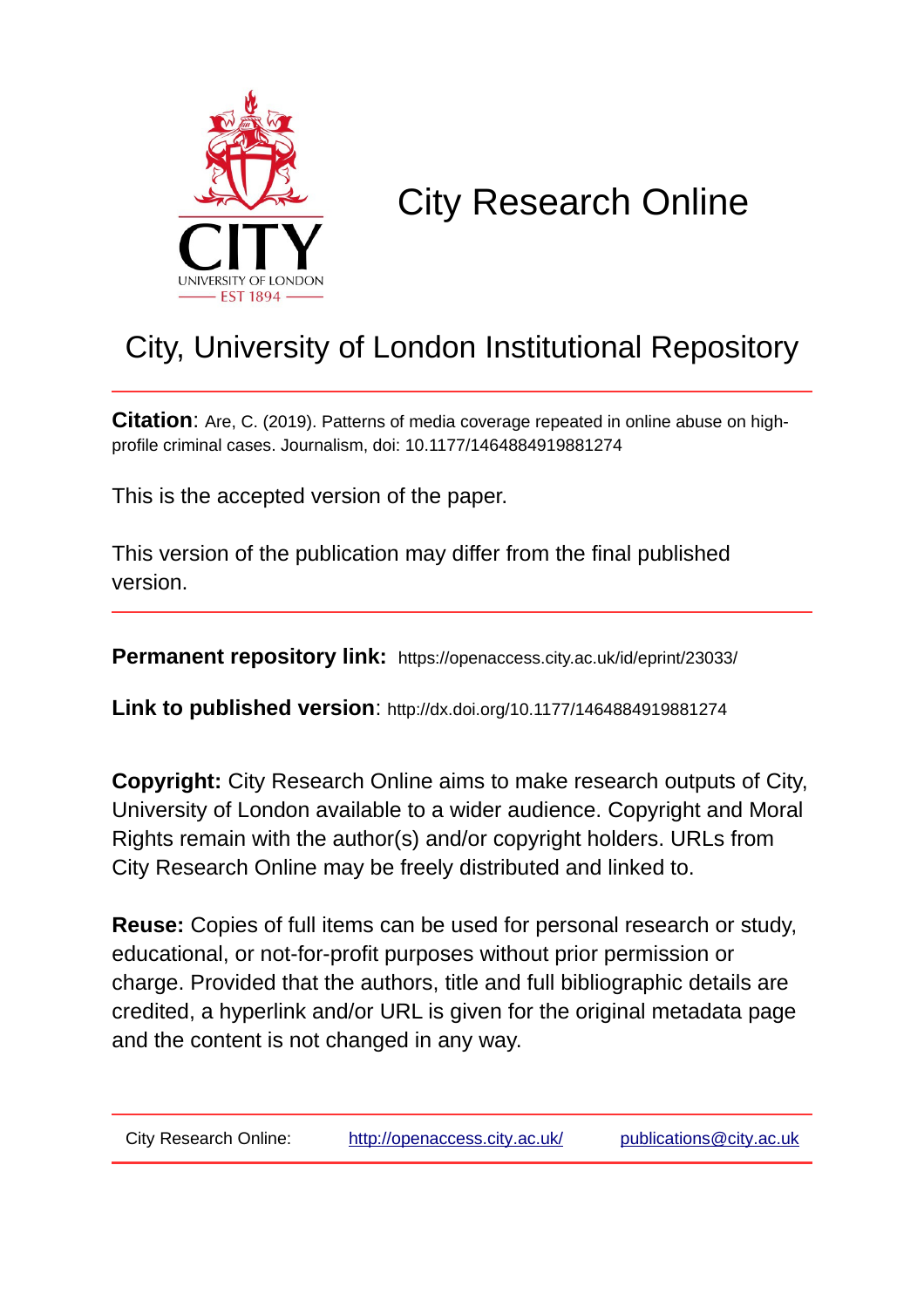# City Research Online

## City, University of London Institutional Repository

**Citation**: Are, C. (2019). Patterns of media coverage repeated in online abuse on high-profile criminal cases. Journalism, doi: 10.1177/1464884919881274

This is the accepted version of the paper.

This version of the publication may differ from the final published version.

**Permanent repository link:** https://openaccess.city.ac.uk/id/eprint/23033/

**Link to published version**: http://dx.doi.org/10.1177/1464884919881274

**Copyright:** City Research Online aims to make research outputs of City, University of London available to a wider audience. Copyright and Moral Rights remain with the author(s) and/or copyright holders. URLs from City Research Online may be freely distributed and linked to.

**Reuse:** Copies of full items can be used for personal research or study, educational, or not-for-profit purposes without prior permission or charge. Provided that the authors, title and full bibliographic details are credited, a hyperlink and/or URL is given for the original metadata page and the content is not changed in any way.

City Research Online: http://openaccess.city.ac.uk/ publications@city.ac.uk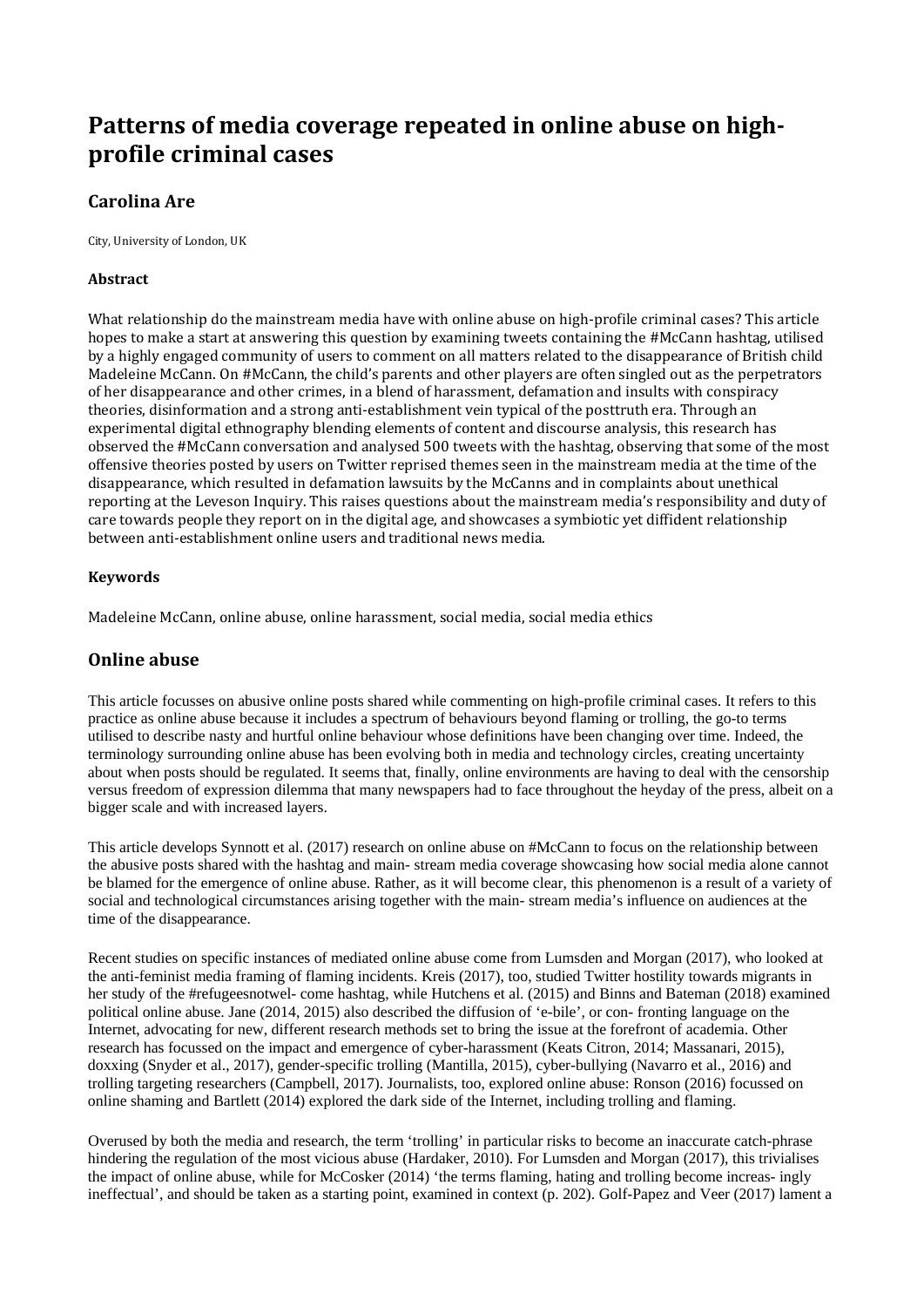# Patterns of media coverage repeated in online abuse on high-profile criminal cases

## Carolina Are

City, University of London, UK

### Abstract

What relationship do the mainstream media have with online abuse on high-profile criminal cases? This article hopes to make a start at answering this question by examining tweets containing the #McCann hashtag, utilised by a highly engaged community of users to comment on all matters related to the disappearance of British child Madeleine McCann. On #McCann, the child's parents and other players are often singled out as the perpetrators of her disappearance and other crimes, in a blend of harassment, defamation and insults with conspiracy theories, disinformation and a strong anti-establishment vein typical of the posttruth era. Through an experimental digital ethnography blending elements of content and discourse analysis, this research has observed the #McCann conversation and analysed 500 tweets with the hashtag, observing that some of the most offensive theories posted by users on Twitter reprised themes seen in the mainstream media at the time of the disappearance, which resulted in defamation lawsuits by the McCanns and in complaints about unethical reporting at the Leveson Inquiry. This raises questions about the mainstream media's responsibility and duty of care towards people they report on in the digital age, and showcases a symbiotic yet diffident relationship between anti-establishment online users and traditional news media.

### Keywords

Madeleine McCann, online abuse, online harassment, social media, social media ethics

## Online abuse

This article focusses on abusive online posts shared while commenting on high-profile criminal cases. It refers to this practice as online abuse because it includes a spectrum of behaviours beyond flaming or trolling, the go-to terms utilised to describe nasty and hurtful online behaviour whose definitions have been changing over time. Indeed, the terminology surrounding online abuse has been evolving both in media and technology circles, creating uncertainty about when posts should be regulated. It seems that, finally, online environments are having to deal with the censorship versus freedom of expression dilemma that many newspapers had to face throughout the heyday of the press, albeit on a bigger scale and with increased layers.

This article develops Synnott et al. (2017) research on online abuse on #McCann to focus on the relationship between the abusive posts shared with the hashtag and main- stream media coverage showcasing how social media alone cannot be blamed for the emergence of online abuse. Rather, as it will become clear, this phenomenon is a result of a variety of social and technological circumstances arising together with the main- stream media's influence on audiences at the time of the disappearance.

Recent studies on specific instances of mediated online abuse come from Lumsden and Morgan (2017), who looked at the anti-feminist media framing of flaming incidents. Kreis (2017), too, studied Twitter hostility towards migrants in her study of the #refugeesnotwel- come hashtag, while Hutchens et al. (2015) and Binns and Bateman (2018) examined political online abuse. Jane (2014, 2015) also described the diffusion of 'e-bile', or con- fronting language on the Internet, advocating for new, different research methods set to bring the issue at the forefront of academia. Other research has focussed on the impact and emergence of cyber-harassment (Keats Citron, 2014; Massanari, 2015), doxxing (Snyder et al., 2017), gender-specific trolling (Mantilla, 2015), cyber-bullying (Navarro et al., 2016) and trolling targeting researchers (Campbell, 2017). Journalists, too, explored online abuse: Ronson (2016) focussed on online shaming and Bartlett (2014) explored the dark side of the Internet, including trolling and flaming.

Overused by both the media and research, the term 'trolling' in particular risks to become an inaccurate catch-phrase hindering the regulation of the most vicious abuse (Hardaker, 2010). For Lumsden and Morgan (2017), this trivialises the impact of online abuse, while for McCosker (2014) 'the terms flaming, hating and trolling become increas- ingly ineffectual', and should be taken as a starting point, examined in context (p. 202). Golf-Papez and Veer (2017) lament a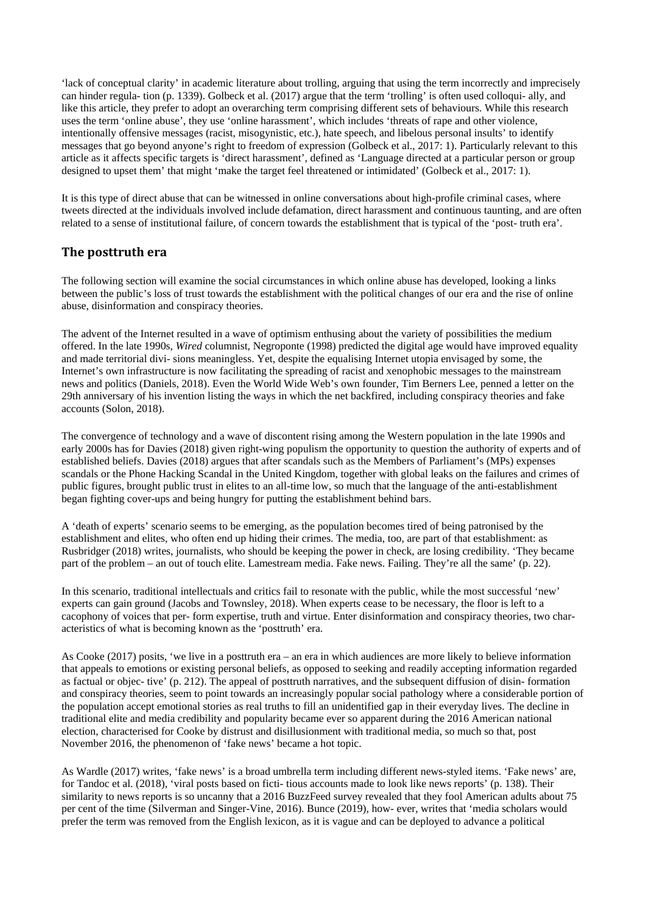'lack of conceptual clarity' in academic literature about trolling, arguing that using the term incorrectly and imprecisely can hinder regula- tion (p. 1339). Golbeck et al. (2017) argue that the term 'trolling' is often used colloqui- ally, and like this article, they prefer to adopt an overarching term comprising different sets of behaviours. While this research uses the term 'online abuse', they use 'online harassment', which includes 'threats of rape and other violence, intentionally offensive messages (racist, misogynistic, etc.), hate speech, and libelous personal insults' to identify messages that go beyond anyone's right to freedom of expression (Golbeck et al., 2017: 1). Particularly relevant to this article as it affects specific targets is 'direct harassment', defined as 'Language directed at a particular person or group designed to upset them' that might 'make the target feel threatened or intimidated' (Golbeck et al., 2017: 1).

It is this type of direct abuse that can be witnessed in online conversations about high-profile criminal cases, where tweets directed at the individuals involved include defamation, direct harassment and continuous taunting, and are often related to a sense of institutional failure, of concern towards the establishment that is typical of the 'post- truth era'.

## The posttruth era

The following section will examine the social circumstances in which online abuse has developed, looking a links between the public's loss of trust towards the establishment with the political changes of our era and the rise of online abuse, disinformation and conspiracy theories.

The advent of the Internet resulted in a wave of optimism enthusing about the variety of possibilities the medium offered. In the late 1990s, *Wired* columnist, Negroponte (1998) predicted the digital age would have improved equality and made territorial divi- sions meaningless. Yet, despite the equalising Internet utopia envisaged by some, the Internet's own infrastructure is now facilitating the spreading of racist and xenophobic messages to the mainstream news and politics (Daniels, 2018). Even the World Wide Web's own founder, Tim Berners Lee, penned a letter on the 29th anniversary of his invention listing the ways in which the net backfired, including conspiracy theories and fake accounts (Solon, 2018).

The convergence of technology and a wave of discontent rising among the Western population in the late 1990s and early 2000s has for Davies (2018) given right-wing populism the opportunity to question the authority of experts and of established beliefs. Davies (2018) argues that after scandals such as the Members of Parliament's (MPs) expenses scandals or the Phone Hacking Scandal in the United Kingdom, together with global leaks on the failures and crimes of public figures, brought public trust in elites to an all-time low, so much that the language of the anti-establishment began fighting cover-ups and being hungry for putting the establishment behind bars.

A 'death of experts' scenario seems to be emerging, as the population becomes tired of being patronised by the establishment and elites, who often end up hiding their crimes. The media, too, are part of that establishment: as Rusbridger (2018) writes, journalists, who should be keeping the power in check, are losing credibility. 'They became part of the problem – an out of touch elite. Lamestream media. Fake news. Failing. They're all the same' (p. 22).

In this scenario, traditional intellectuals and critics fail to resonate with the public, while the most successful 'new' experts can gain ground (Jacobs and Townsley, 2018). When experts cease to be necessary, the floor is left to a cacophony of voices that per- form expertise, truth and virtue. Enter disinformation and conspiracy theories, two char- acteristics of what is becoming known as the 'posttruth' era.

As Cooke (2017) posits, 'we live in a posttruth era – an era in which audiences are more likely to believe information that appeals to emotions or existing personal beliefs, as opposed to seeking and readily accepting information regarded as factual or objec- tive' (p. 212). The appeal of posttruth narratives, and the subsequent diffusion of disin- formation and conspiracy theories, seem to point towards an increasingly popular social pathology where a considerable portion of the population accept emotional stories as real truths to fill an unidentified gap in their everyday lives. The decline in traditional elite and media credibility and popularity became ever so apparent during the 2016 American national election, characterised for Cooke by distrust and disillusionment with traditional media, so much so that, post November 2016, the phenomenon of 'fake news' became a hot topic.

As Wardle (2017) writes, 'fake news' is a broad umbrella term including different news-styled items. 'Fake news' are, for Tandoc et al. (2018), 'viral posts based on ficti- tious accounts made to look like news reports' (p. 138). Their similarity to news reports is so uncanny that a 2016 BuzzFeed survey revealed that they fool American adults about 75 per cent of the time (Silverman and Singer-Vine, 2016). Bunce (2019), how- ever, writes that 'media scholars would prefer the term was removed from the English lexicon, as it is vague and can be deployed to advance a political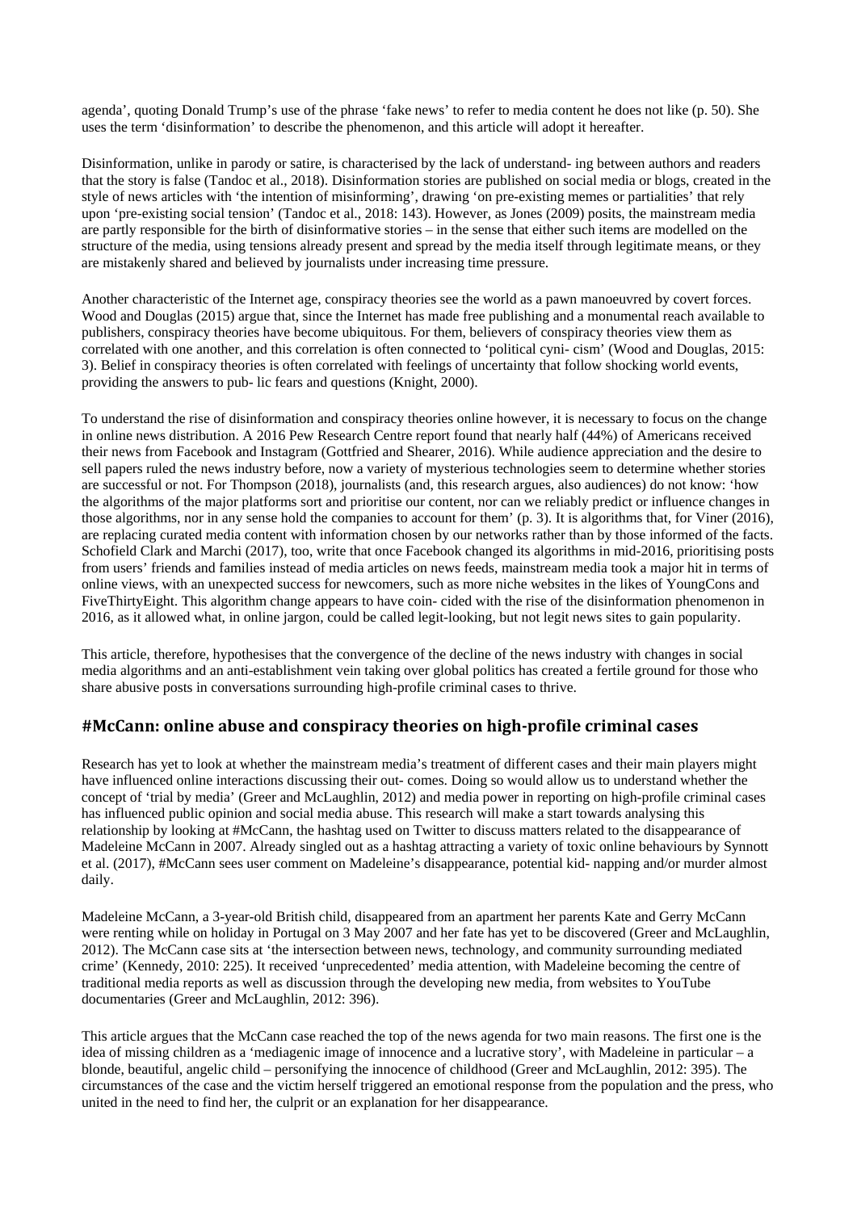agenda', quoting Donald Trump's use of the phrase 'fake news' to refer to media content he does not like (p. 50). She uses the term 'disinformation' to describe the phenomenon, and this article will adopt it hereafter.

Disinformation, unlike in parody or satire, is characterised by the lack of understand- ing between authors and readers that the story is false (Tandoc et al., 2018). Disinformation stories are published on social media or blogs, created in the style of news articles with 'the intention of misinforming', drawing 'on pre-existing memes or partialities' that rely upon 'pre-existing social tension' (Tandoc et al., 2018: 143). However, as Jones (2009) posits, the mainstream media are partly responsible for the birth of disinformative stories – in the sense that either such items are modelled on the structure of the media, using tensions already present and spread by the media itself through legitimate means, or they are mistakenly shared and believed by journalists under increasing time pressure.

Another characteristic of the Internet age, conspiracy theories see the world as a pawn manoeuvred by covert forces. Wood and Douglas (2015) argue that, since the Internet has made free publishing and a monumental reach available to publishers, conspiracy theories have become ubiquitous. For them, believers of conspiracy theories view them as correlated with one another, and this correlation is often connected to 'political cyni- cism' (Wood and Douglas, 2015: 3). Belief in conspiracy theories is often correlated with feelings of uncertainty that follow shocking world events, providing the answers to pub- lic fears and questions (Knight, 2000).

To understand the rise of disinformation and conspiracy theories online however, it is necessary to focus on the change in online news distribution. A 2016 Pew Research Centre report found that nearly half (44%) of Americans received their news from Facebook and Instagram (Gottfried and Shearer, 2016). While audience appreciation and the desire to sell papers ruled the news industry before, now a variety of mysterious technologies seem to determine whether stories are successful or not. For Thompson (2018), journalists (and, this research argues, also audiences) do not know: 'how the algorithms of the major platforms sort and prioritise our content, nor can we reliably predict or influence changes in those algorithms, nor in any sense hold the companies to account for them' (p. 3). It is algorithms that, for Viner (2016), are replacing curated media content with information chosen by our networks rather than by those informed of the facts. Schofield Clark and Marchi (2017), too, write that once Facebook changed its algorithms in mid-2016, prioritising posts from users' friends and families instead of media articles on news feeds, mainstream media took a major hit in terms of online views, with an unexpected success for newcomers, such as more niche websites in the likes of YoungCons and FiveThirtyEight. This algorithm change appears to have coin- cided with the rise of the disinformation phenomenon in 2016, as it allowed what, in online jargon, could be called legit-looking, but not legit news sites to gain popularity.

This article, therefore, hypothesises that the convergence of the decline of the news industry with changes in social media algorithms and an anti-establishment vein taking over global politics has created a fertile ground for those who share abusive posts in conversations surrounding high-profile criminal cases to thrive.

## #McCann: online abuse and conspiracy theories on high-profile criminal cases

Research has yet to look at whether the mainstream media's treatment of different cases and their main players might have influenced online interactions discussing their out- comes. Doing so would allow us to understand whether the concept of 'trial by media' (Greer and McLaughlin, 2012) and media power in reporting on high-profile criminal cases has influenced public opinion and social media abuse. This research will make a start towards analysing this relationship by looking at #McCann, the hashtag used on Twitter to discuss matters related to the disappearance of Madeleine McCann in 2007. Already singled out as a hashtag attracting a variety of toxic online behaviours by Synnott et al. (2017), #McCann sees user comment on Madeleine's disappearance, potential kid- napping and/or murder almost daily.

Madeleine McCann, a 3-year-old British child, disappeared from an apartment her parents Kate and Gerry McCann were renting while on holiday in Portugal on 3 May 2007 and her fate has yet to be discovered (Greer and McLaughlin, 2012). The McCann case sits at 'the intersection between news, technology, and community surrounding mediated crime' (Kennedy, 2010: 225). It received 'unprecedented' media attention, with Madeleine becoming the centre of traditional media reports as well as discussion through the developing new media, from websites to YouTube documentaries (Greer and McLaughlin, 2012: 396).

This article argues that the McCann case reached the top of the news agenda for two main reasons. The first one is the idea of missing children as a 'mediagenic image of innocence and a lucrative story', with Madeleine in particular – a blonde, beautiful, angelic child – personifying the innocence of childhood (Greer and McLaughlin, 2012: 395). The circumstances of the case and the victim herself triggered an emotional response from the population and the press, who united in the need to find her, the culprit or an explanation for her disappearance.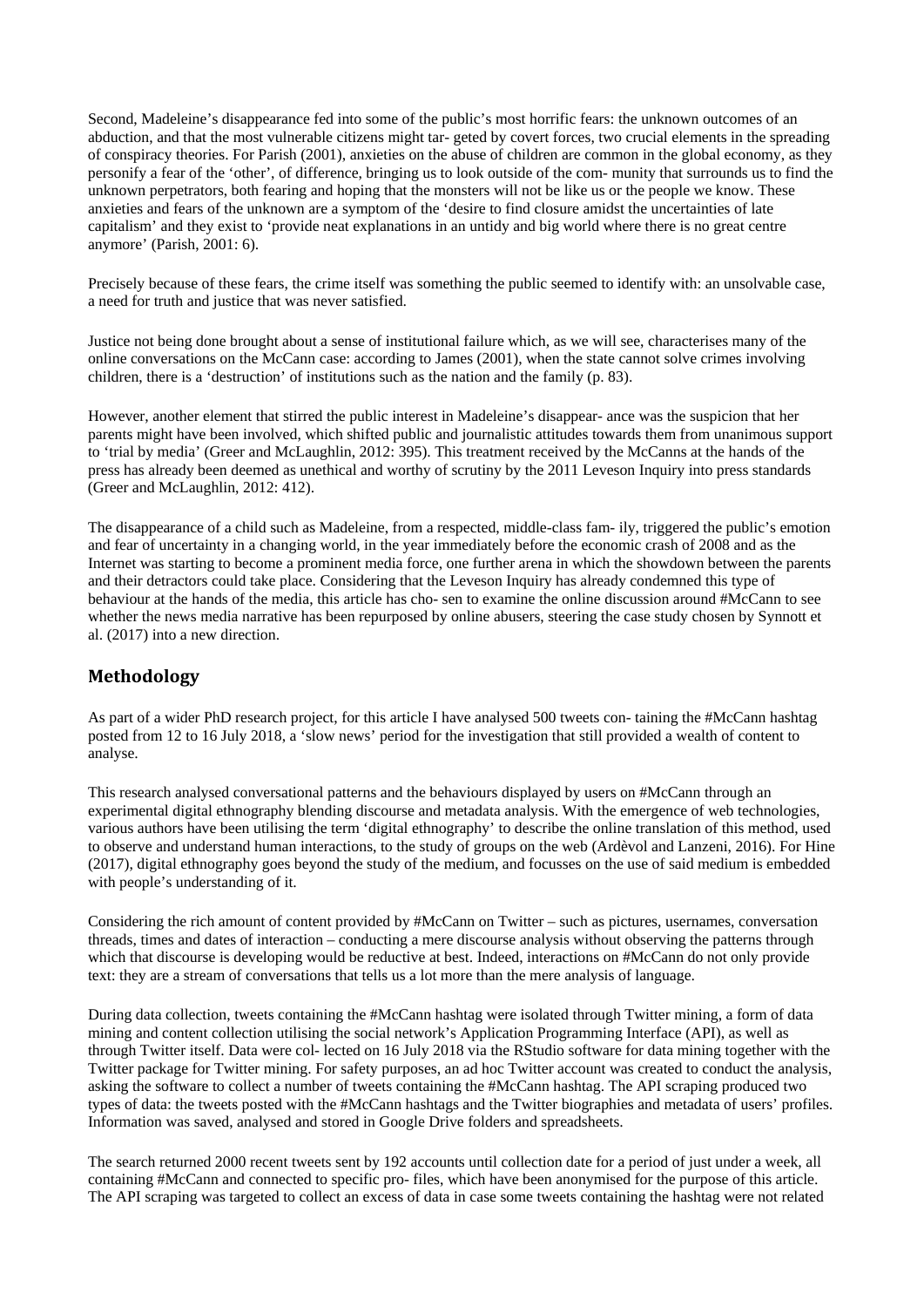Second, Madeleine's disappearance fed into some of the public's most horrific fears: the unknown outcomes of an abduction, and that the most vulnerable citizens might tar- geted by covert forces, two crucial elements in the spreading of conspiracy theories. For Parish (2001), anxieties on the abuse of children are common in the global economy, as they personify a fear of the 'other', of difference, bringing us to look outside of the com- munity that surrounds us to find the unknown perpetrators, both fearing and hoping that the monsters will not be like us or the people we know. These anxieties and fears of the unknown are a symptom of the 'desire to find closure amidst the uncertainties of late capitalism' and they exist to 'provide neat explanations in an untidy and big world where there is no great centre anymore' (Parish, 2001: 6).

Precisely because of these fears, the crime itself was something the public seemed to identify with: an unsolvable case, a need for truth and justice that was never satisfied.

Justice not being done brought about a sense of institutional failure which, as we will see, characterises many of the online conversations on the McCann case: according to James (2001), when the state cannot solve crimes involving children, there is a 'destruction' of institutions such as the nation and the family (p. 83).

However, another element that stirred the public interest in Madeleine's disappear- ance was the suspicion that her parents might have been involved, which shifted public and journalistic attitudes towards them from unanimous support to 'trial by media' (Greer and McLaughlin, 2012: 395). This treatment received by the McCanns at the hands of the press has already been deemed as unethical and worthy of scrutiny by the 2011 Leveson Inquiry into press standards (Greer and McLaughlin, 2012: 412).

The disappearance of a child such as Madeleine, from a respected, middle-class fam- ily, triggered the public's emotion and fear of uncertainty in a changing world, in the year immediately before the economic crash of 2008 and as the Internet was starting to become a prominent media force, one further arena in which the showdown between the parents and their detractors could take place. Considering that the Leveson Inquiry has already condemned this type of behaviour at the hands of the media, this article has cho- sen to examine the online discussion around #McCann to see whether the news media narrative has been repurposed by online abusers, steering the case study chosen by Synnott et al. (2017) into a new direction.

## Methodology

As part of a wider PhD research project, for this article I have analysed 500 tweets con- taining the #McCann hashtag posted from 12 to 16 July 2018, a 'slow news' period for the investigation that still provided a wealth of content to analyse.

This research analysed conversational patterns and the behaviours displayed by users on #McCann through an experimental digital ethnography blending discourse and metadata analysis. With the emergence of web technologies, various authors have been utilising the term 'digital ethnography' to describe the online translation of this method, used to observe and understand human interactions, to the study of groups on the web (Ardèvol and Lanzeni, 2016). For Hine (2017), digital ethnography goes beyond the study of the medium, and focusses on the use of said medium is embedded with people's understanding of it.

Considering the rich amount of content provided by #McCann on Twitter – such as pictures, usernames, conversation threads, times and dates of interaction – conducting a mere discourse analysis without observing the patterns through which that discourse is developing would be reductive at best. Indeed, interactions on #McCann do not only provide text: they are a stream of conversations that tells us a lot more than the mere analysis of language.

During data collection, tweets containing the #McCann hashtag were isolated through Twitter mining, a form of data mining and content collection utilising the social network's Application Programming Interface (API), as well as through Twitter itself. Data were col- lected on 16 July 2018 via the RStudio software for data mining together with the Twitter package for Twitter mining. For safety purposes, an ad hoc Twitter account was created to conduct the analysis, asking the software to collect a number of tweets containing the #McCann hashtag. The API scraping produced two types of data: the tweets posted with the #McCann hashtags and the Twitter biographies and metadata of users' profiles. Information was saved, analysed and stored in Google Drive folders and spreadsheets.

The search returned 2000 recent tweets sent by 192 accounts until collection date for a period of just under a week, all containing #McCann and connected to specific pro- files, which have been anonymised for the purpose of this article. The API scraping was targeted to collect an excess of data in case some tweets containing the hashtag were not related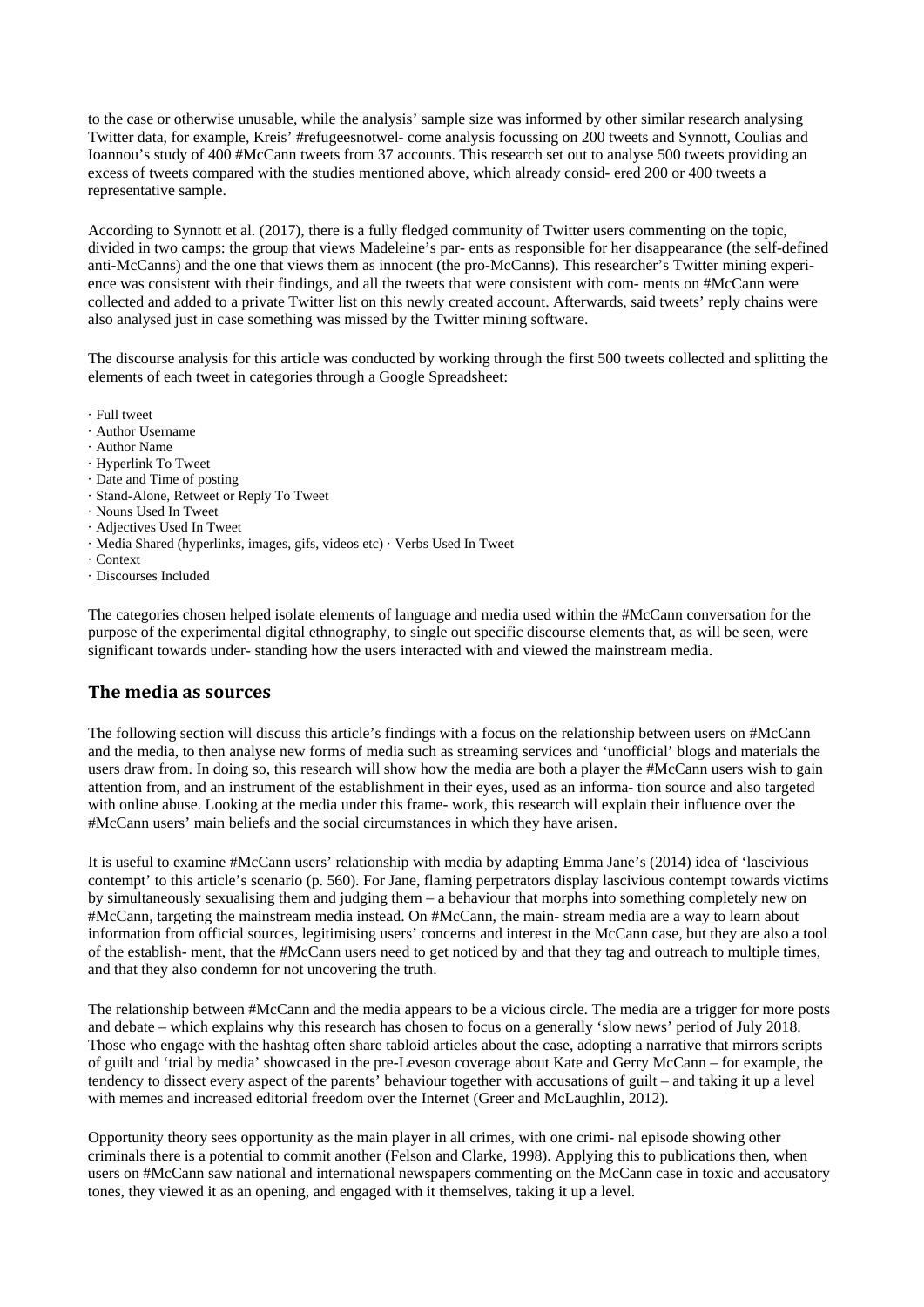to the case or otherwise unusable, while the analysis' sample size was informed by other similar research analysing Twitter data, for example, Kreis' #refugeesnotwel- come analysis focussing on 200 tweets and Synnott, Coulias and Ioannou's study of 400 #McCann tweets from 37 accounts. This research set out to analyse 500 tweets providing an excess of tweets compared with the studies mentioned above, which already consid- ered 200 or 400 tweets a representative sample.

According to Synnott et al. (2017), there is a fully fledged community of Twitter users commenting on the topic, divided in two camps: the group that views Madeleine's par- ents as responsible for her disappearance (the self-defined anti-McCanns) and the one that views them as innocent (the pro-McCanns). This researcher's Twitter mining experi- ence was consistent with their findings, and all the tweets that were consistent with com- ments on #McCann were collected and added to a private Twitter list on this newly created account. Afterwards, said tweets' reply chains were also analysed just in case something was missed by the Twitter mining software.

The discourse analysis for this article was conducted by working through the first 500 tweets collected and splitting the elements of each tweet in categories through a Google Spreadsheet:

· Full tweet
· Author Username
· Author Name
· Hyperlink To Tweet
· Date and Time of posting
· Stand-Alone, Retweet or Reply To Tweet
· Nouns Used In Tweet
· Adjectives Used In Tweet
· Media Shared (hyperlinks, images, gifs, videos etc) · Verbs Used In Tweet
· Context
· Discourses Included

The categories chosen helped isolate elements of language and media used within the #McCann conversation for the purpose of the experimental digital ethnography, to single out specific discourse elements that, as will be seen, were significant towards under- standing how the users interacted with and viewed the mainstream media.

## The media as sources

The following section will discuss this article's findings with a focus on the relationship between users on #McCann and the media, to then analyse new forms of media such as streaming services and 'unofficial' blogs and materials the users draw from. In doing so, this research will show how the media are both a player the #McCann users wish to gain attention from, and an instrument of the establishment in their eyes, used as an informa- tion source and also targeted with online abuse. Looking at the media under this frame- work, this research will explain their influence over the #McCann users' main beliefs and the social circumstances in which they have arisen.

It is useful to examine #McCann users' relationship with media by adapting Emma Jane's (2014) idea of 'lascivious contempt' to this article's scenario (p. 560). For Jane, flaming perpetrators display lascivious contempt towards victims by simultaneously sexualising them and judging them – a behaviour that morphs into something completely new on #McCann, targeting the mainstream media instead. On #McCann, the main- stream media are a way to learn about information from official sources, legitimising users' concerns and interest in the McCann case, but they are also a tool of the establish- ment, that the #McCann users need to get noticed by and that they tag and outreach to multiple times, and that they also condemn for not uncovering the truth.

The relationship between #McCann and the media appears to be a vicious circle. The media are a trigger for more posts and debate – which explains why this research has chosen to focus on a generally 'slow news' period of July 2018. Those who engage with the hashtag often share tabloid articles about the case, adopting a narrative that mirrors scripts of guilt and 'trial by media' showcased in the pre-Leveson coverage about Kate and Gerry McCann – for example, the tendency to dissect every aspect of the parents' behaviour together with accusations of guilt – and taking it up a level with memes and increased editorial freedom over the Internet (Greer and McLaughlin, 2012).

Opportunity theory sees opportunity as the main player in all crimes, with one crimi- nal episode showing other criminals there is a potential to commit another (Felson and Clarke, 1998). Applying this to publications then, when users on #McCann saw national and international newspapers commenting on the McCann case in toxic and accusatory tones, they viewed it as an opening, and engaged with it themselves, taking it up a level.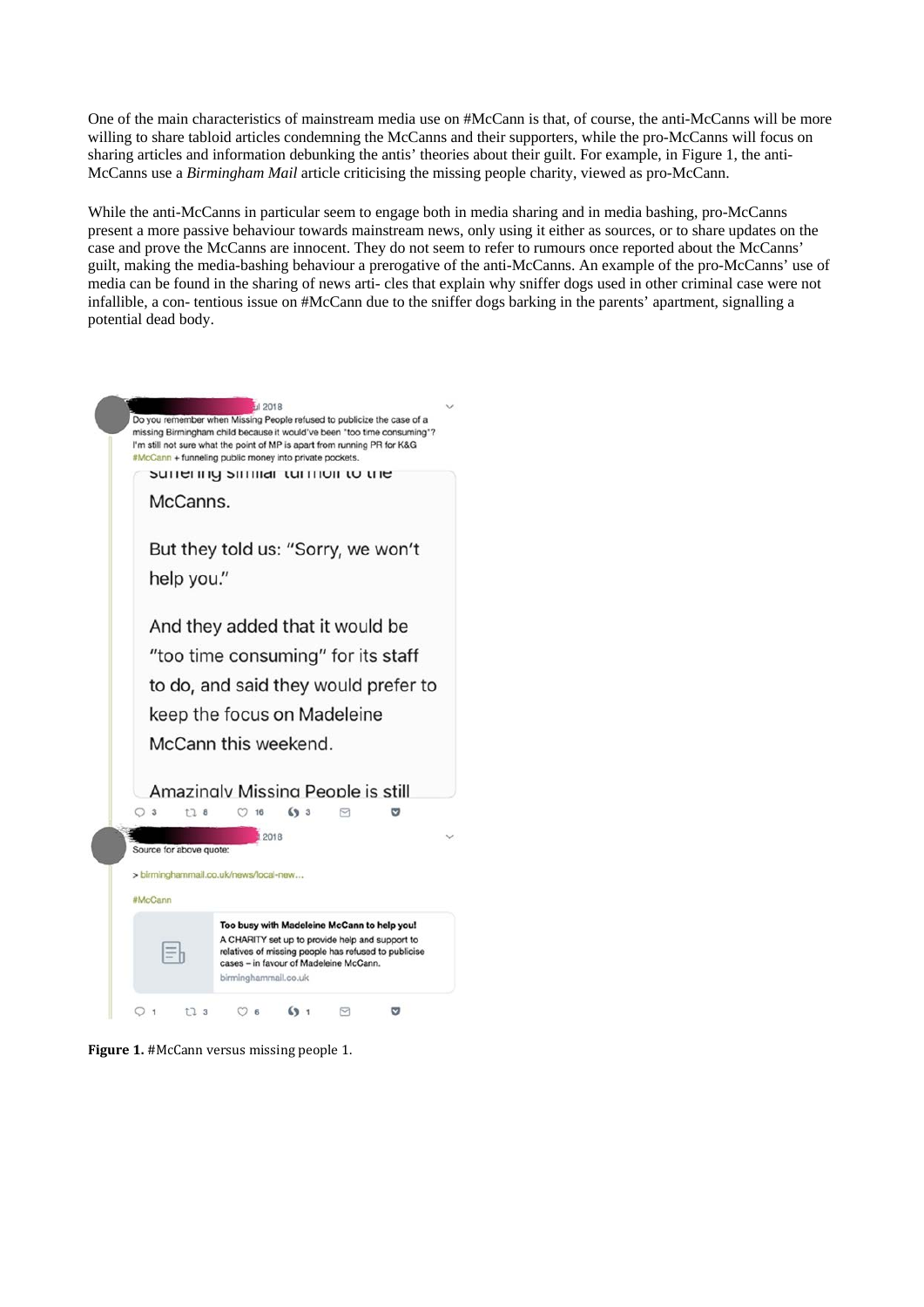One of the main characteristics of mainstream media use on #McCann is that, of course, the anti-McCanns will be more willing to share tabloid articles condemning the McCanns and their supporters, while the pro-McCanns will focus on sharing articles and information debunking the antis' theories about their guilt. For example, in Figure 1, the anti-McCanns use a *Birmingham Mail* article criticising the missing people charity, viewed as pro-McCann.

While the anti-McCanns in particular seem to engage both in media sharing and in media bashing, pro-McCanns present a more passive behaviour towards mainstream news, only using it either as sources, or to share updates on the case and prove the McCanns are innocent. They do not seem to refer to rumours once reported about the McCanns' guilt, making the media-bashing behaviour a prerogative of the anti-McCanns. An example of the pro-McCanns' use of media can be found in the sharing of news arti- cles that explain why sniffer dogs used in other criminal case were not infallible, a con- tentious issue on #McCann due to the sniffer dogs barking in the parents' apartment, signalling a potential dead body.

ul 2018

Do you remember when Missing People refused to publicize the case of a missing Birmingham child because it would've been "too time consuming"? I'm still not sure what the point of MP is apart from running PR for K&G #McCann + funneling public money into private pockets.

suffering similar turmoil to the McCanns.

But they told us: "Sorry, we won't help you."

And they added that it would be "too time consuming" for its staff to do, and said they would prefer to keep the focus on Madeleine McCann this weekend.

Amazingly Missing People is still

3 8 16 3

2018

Source for above quote:

> birminghammail.co.uk/news/local-new...

#McCann

**Too busy with Madeleine McCann to help you!**

A CHARITY set up to provide help and support to relatives of missing people has refused to publicise cases – in favour of Madeleine McCann.

birminghammail.co.uk

1 3 6 1

**Figure 1.** #McCann versus missing people 1.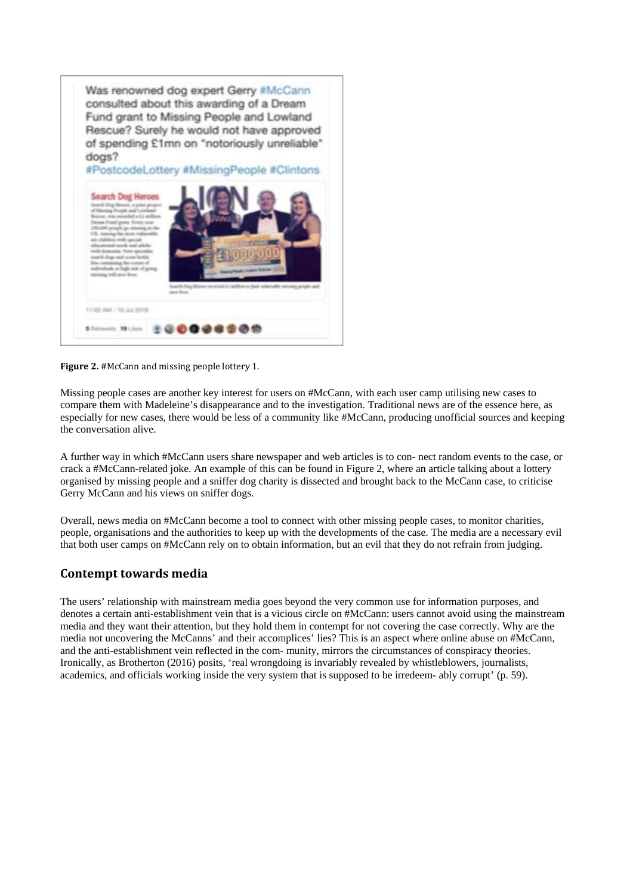**Figure 2.** #McCann and missing people lottery 1.

Missing people cases are another key interest for users on #McCann, with each user camp utilising new cases to compare them with Madeleine's disappearance and to the investigation. Traditional news are of the essence here, as especially for new cases, there would be less of a community like #McCann, producing unofficial sources and keeping the conversation alive.

A further way in which #McCann users share newspaper and web articles is to connect random events to the case, or crack a #McCann-related joke. An example of this can be found in Figure 2, where an article talking about a lottery organised by missing people and a sniffer dog charity is dissected and brought back to the McCann case, to criticise Gerry McCann and his views on sniffer dogs.

Overall, news media on #McCann become a tool to connect with other missing people cases, to monitor charities, people, organisations and the authorities to keep up with the developments of the case. The media are a necessary evil that both user camps on #McCann rely on to obtain information, but an evil that they do not refrain from judging.

## Contempt towards media

The users' relationship with mainstream media goes beyond the very common use for information purposes, and denotes a certain anti-establishment vein that is a vicious circle on #McCann: users cannot avoid using the mainstream media and they want their attention, but they hold them in contempt for not covering the case correctly. Why are the media not uncovering the McCanns' and their accomplices' lies? This is an aspect where online abuse on #McCann, and the anti-establishment vein reflected in the community, mirrors the circumstances of conspiracy theories. Ironically, as Brotherton (2016) posits, 'real wrongdoing is invariably revealed by whistleblowers, journalists, academics, and officials working inside the very system that is supposed to be irredeemably corrupt' (p. 59).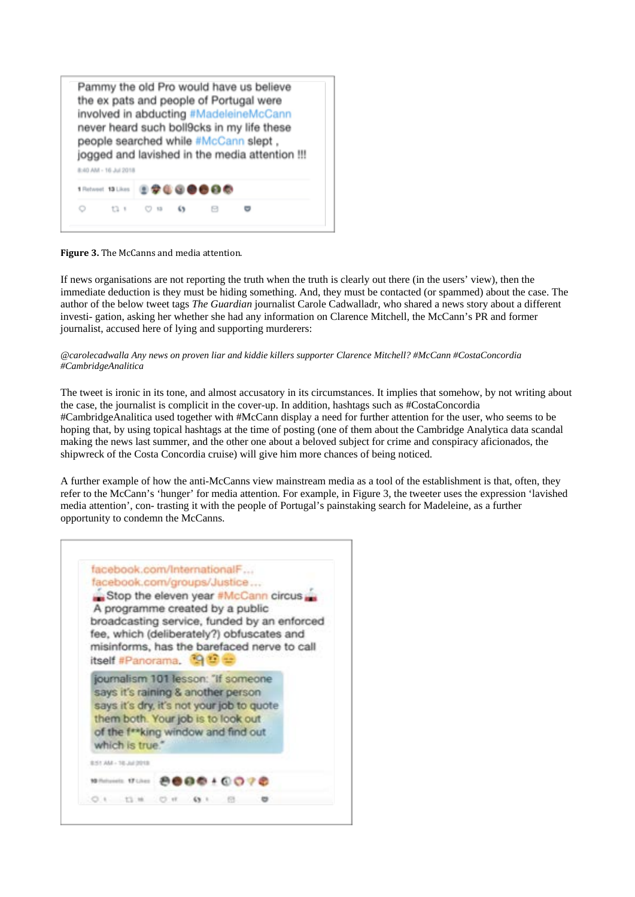Pammy the old Pro would have us believe the ex pats and people of Portugal were involved in abducting #MadeleineMcCann never heard such boll9cks in my life these people searched while #McCann slept , jogged and lavished in the media attention !!!

8:40 AM - 16 Jul 2018

**Figure 3.** The McCanns and media attention.

If news organisations are not reporting the truth when the truth is clearly out there (in the users' view), then the immediate deduction is they must be hiding something. And, they must be contacted (or spammed) about the case. The author of the below tweet tags *The Guardian* journalist Carole Cadwalladr, who shared a news story about a different investi- gation, asking her whether she had any information on Clarence Mitchell, the McCann's PR and former journalist, accused here of lying and supporting murderers:

*@carolecadwalla Any news on proven liar and kiddie killers supporter Clarence Mitchell? #McCann #CostaConcordia #CambridgeAnalitica*

The tweet is ironic in its tone, and almost accusatory in its circumstances. It implies that somehow, by not writing about the case, the journalist is complicit in the cover-up. In addition, hashtags such as #CostaConcordia #CambridgeAnalitica used together with #McCann display a need for further attention for the user, who seems to be hoping that, by using topical hashtags at the time of posting (one of them about the Cambridge Analytica data scandal making the news last summer, and the other one about a beloved subject for crime and conspiracy aficionados, the shipwreck of the Costa Concordia cruise) will give him more chances of being noticed.

A further example of how the anti-McCanns view mainstream media as a tool of the establishment is that, often, they refer to the McCann's 'hunger' for media attention. For example, in Figure 3, the tweeter uses the expression 'lavished media attention', con- trasting it with the people of Portugal's painstaking search for Madeleine, as a further opportunity to condemn the McCanns.

facebook.com/InternationalF...
facebook.com/groups/Justice...
Stop the eleven year #McCann circus
A programme created by a public broadcasting service, funded by an enforced fee, which (deliberately?) obfuscates and misinforms, has the barefaced nerve to call itself #Panorama.

journalism 101 lesson: "If someone says it's raining & another person says it's dry, it's not your job to quote them both. Your job is to look out of the f**king window and find out which is true."

8:51 AM - 16 Jul 2018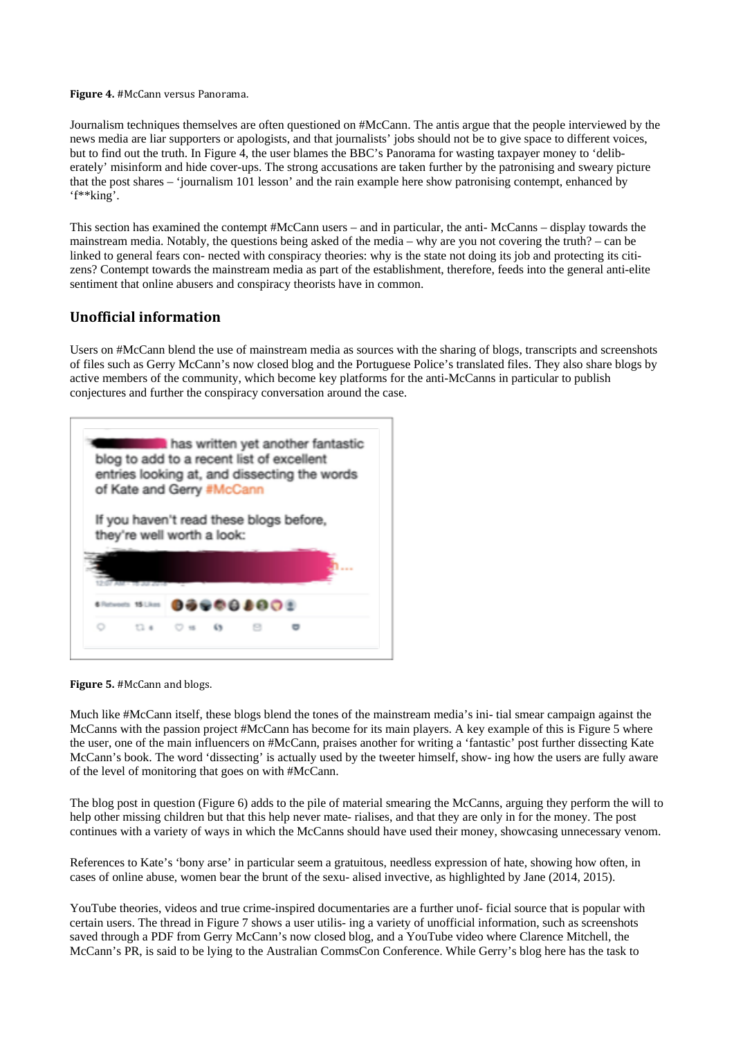**Figure 4.** #McCann versus Panorama.

Journalism techniques themselves are often questioned on #McCann. The antis argue that the people interviewed by the news media are liar supporters or apologists, and that journalists' jobs should not be to give space to different voices, but to find out the truth. In Figure 4, the user blames the BBC's Panorama for wasting taxpayer money to 'deliberately' misinform and hide cover-ups. The strong accusations are taken further by the patronising and sweary picture that the post shares – 'journalism 101 lesson' and the rain example here show patronising contempt, enhanced by 'f**king'.

This section has examined the contempt #McCann users – and in particular, the anti- McCanns – display towards the mainstream media. Notably, the questions being asked of the media – why are you not covering the truth? – can be linked to general fears con- nected with conspiracy theories: why is the state not doing its job and protecting its citizens? Contempt towards the mainstream media as part of the establishment, therefore, feeds into the general anti-elite sentiment that online abusers and conspiracy theorists have in common.

## Unofficial information

Users on #McCann blend the use of mainstream media as sources with the sharing of blogs, transcripts and screenshots of files such as Gerry McCann's now closed blog and the Portuguese Police's translated files. They also share blogs by active members of the community, which become key platforms for the anti-McCanns in particular to publish conjectures and further the conspiracy conversation around the case.

**Figure 5.** #McCann and blogs.

Much like #McCann itself, these blogs blend the tones of the mainstream media's ini- tial smear campaign against the McCanns with the passion project #McCann has become for its main players. A key example of this is Figure 5 where the user, one of the main influencers on #McCann, praises another for writing a 'fantastic' post further dissecting Kate McCann's book. The word 'dissecting' is actually used by the tweeter himself, show- ing how the users are fully aware of the level of monitoring that goes on with #McCann.

The blog post in question (Figure 6) adds to the pile of material smearing the McCanns, arguing they perform the will to help other missing children but that this help never mate- rialises, and that they are only in for the money. The post continues with a variety of ways in which the McCanns should have used their money, showcasing unnecessary venom.

References to Kate's 'bony arse' in particular seem a gratuitous, needless expression of hate, showing how often, in cases of online abuse, women bear the brunt of the sexu- alised invective, as highlighted by Jane (2014, 2015).

YouTube theories, videos and true crime-inspired documentaries are a further unof- ficial source that is popular with certain users. The thread in Figure 7 shows a user utilis- ing a variety of unofficial information, such as screenshots saved through a PDF from Gerry McCann's now closed blog, and a YouTube video where Clarence Mitchell, the McCann's PR, is said to be lying to the Australian CommsCon Conference. While Gerry's blog here has the task to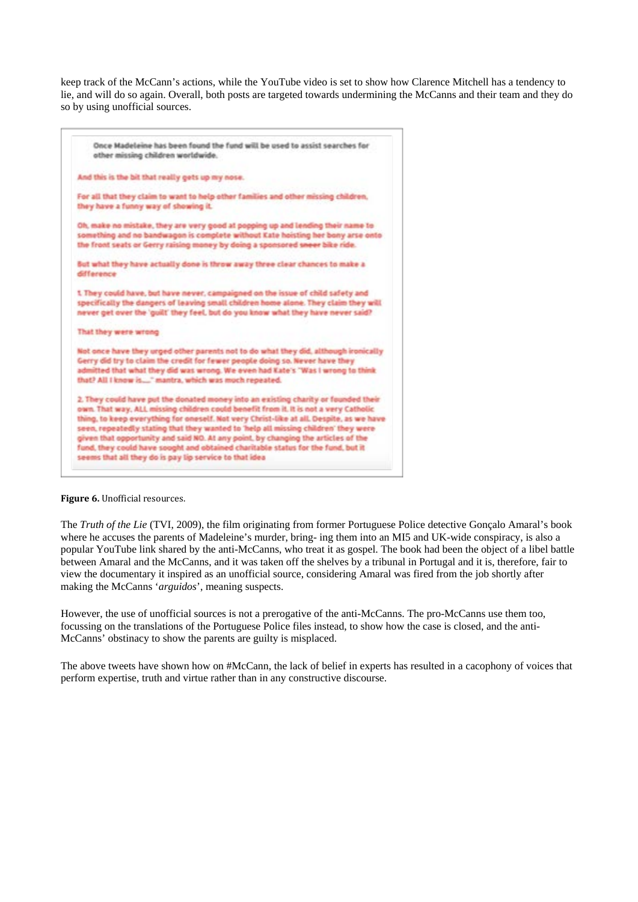keep track of the McCann's actions, while the YouTube video is set to show how Clarence Mitchell has a tendency to lie, and will do so again. Overall, both posts are targeted towards undermining the McCanns and their team and they do so by using unofficial sources.

> Once Madeleine has been found the fund will be used to assist searches for other missing children worldwide.
>
> And this is the bit that really gets up my nose.
>
> For all that they claim to want to help other families and other missing children, they have a funny way of showing it.
>
> Oh, make no mistake, they are very good at popping up and lending their name to something and no bandwagon is complete without Kate hoisting her bony arse onto the front seats or Gerry raising money by doing a sponsored sneer bike ride.
>
> But what they have actually done is throw away three clear chances to make a difference
>
> 1. They could have, but have never, campaigned on the issue of child safety and specifically the dangers of leaving small children home alone. They claim they will never get over the 'guilt' they feel, but do you know what they have never said?
>
> That they were wrong
>
> Not once have they urged other parents not to do what they did, although ironically Gerry did try to claim the credit for fewer people doing so. Never have they admitted that what they did was wrong. We even had Kate's "Was I wrong to think that? All I know is...." mantra, which was much repeated.
>
> 2. They could have put the donated money into an existing charity or founded their own. That way, ALL missing children could benefit from it. It is not a very Catholic thing, to keep everything for oneself. Not very Christ-like at all. Despite, as we have seen, repeatedly stating that they wanted to 'help all missing children' they were given that opportunity and said NO. At any point, by changing the articles of the fund, they could have sought and obtained charitable status for the fund, but it seems that all they do is pay lip service to that idea

**Figure 6.** Unofficial resources.

The *Truth of the Lie* (TVI, 2009), the film originating from former Portuguese Police detective Gonçalo Amaral's book where he accuses the parents of Madeleine's murder, bring- ing them into an MI5 and UK-wide conspiracy, is also a popular YouTube link shared by the anti-McCanns, who treat it as gospel. The book had been the object of a libel battle between Amaral and the McCanns, and it was taken off the shelves by a tribunal in Portugal and it is, therefore, fair to view the documentary it inspired as an unofficial source, considering Amaral was fired from the job shortly after making the McCanns '*arguidos*', meaning suspects.

However, the use of unofficial sources is not a prerogative of the anti-McCanns. The pro-McCanns use them too, focussing on the translations of the Portuguese Police files instead, to show how the case is closed, and the anti-McCanns' obstinacy to show the parents are guilty is misplaced.

The above tweets have shown how on #McCann, the lack of belief in experts has resulted in a cacophony of voices that perform expertise, truth and virtue rather than in any constructive discourse.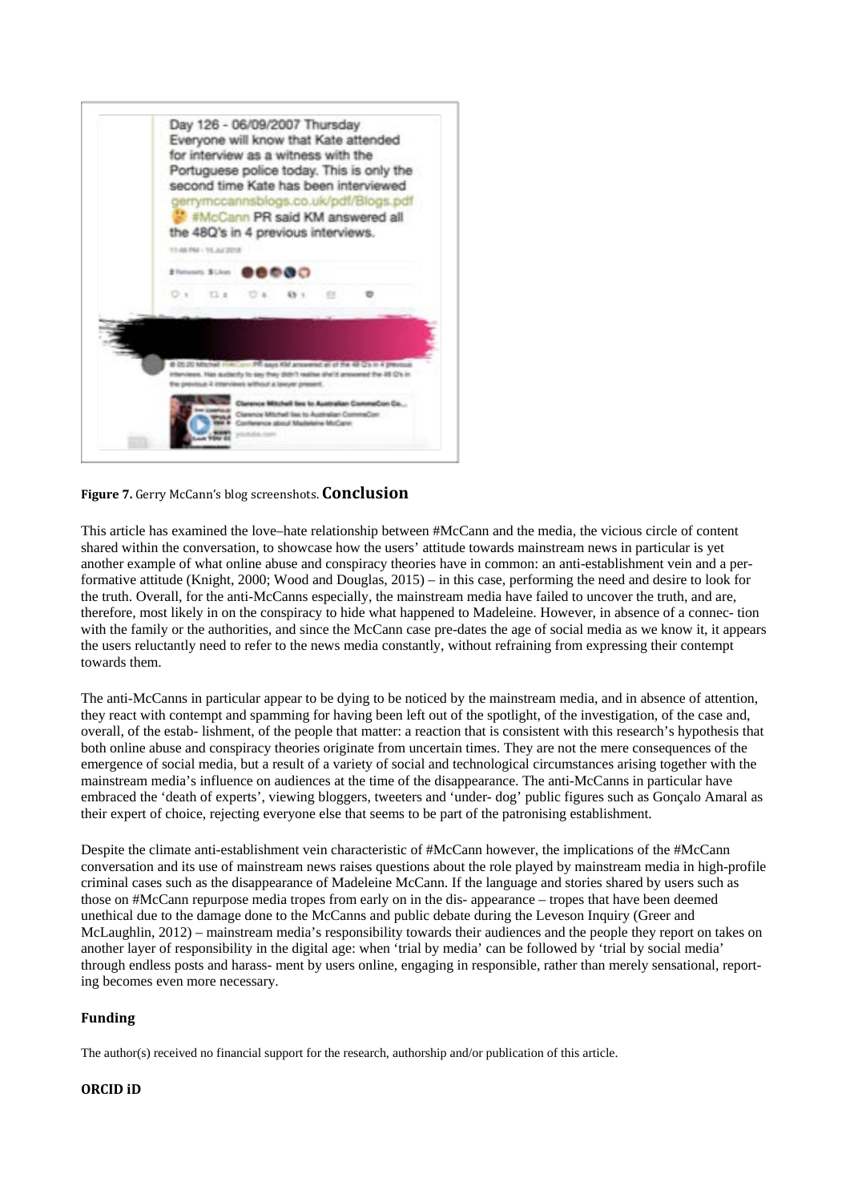Figure 7. Gerry McCann's blog screenshots.

## Conclusion

This article has examined the love–hate relationship between #McCann and the media, the vicious circle of content shared within the conversation, to showcase how the users' attitude towards mainstream news in particular is yet another example of what online abuse and conspiracy theories have in common: an anti-establishment vein and a performative attitude (Knight, 2000; Wood and Douglas, 2015) – in this case, performing the need and desire to look for the truth. Overall, for the anti-McCanns especially, the mainstream media have failed to uncover the truth, and are, therefore, most likely in on the conspiracy to hide what happened to Madeleine. However, in absence of a connection with the family or the authorities, and since the McCann case pre-dates the age of social media as we know it, it appears the users reluctantly need to refer to the news media constantly, without refraining from expressing their contempt towards them.

The anti-McCanns in particular appear to be dying to be noticed by the mainstream media, and in absence of attention, they react with contempt and spamming for having been left out of the spotlight, of the investigation, of the case and, overall, of the establishment, of the people that matter: a reaction that is consistent with this research's hypothesis that both online abuse and conspiracy theories originate from uncertain times. They are not the mere consequences of the emergence of social media, but a result of a variety of social and technological circumstances arising together with the mainstream media's influence on audiences at the time of the disappearance. The anti-McCanns in particular have embraced the 'death of experts', viewing bloggers, tweeters and 'underdog' public figures such as Gonçalo Amaral as their expert of choice, rejecting everyone else that seems to be part of the patronising establishment.

Despite the climate anti-establishment vein characteristic of #McCann however, the implications of the #McCann conversation and its use of mainstream news raises questions about the role played by mainstream media in high-profile criminal cases such as the disappearance of Madeleine McCann. If the language and stories shared by users such as those on #McCann repurpose media tropes from early on in the disappearance – tropes that have been deemed unethical due to the damage done to the McCanns and public debate during the Leveson Inquiry (Greer and McLaughlin, 2012) – mainstream media's responsibility towards their audiences and the people they report on takes on another layer of responsibility in the digital age: when 'trial by media' can be followed by 'trial by social media' through endless posts and harassment by users online, engaging in responsible, rather than merely sensational, reporting becomes even more necessary.

### Funding

The author(s) received no financial support for the research, authorship and/or publication of this article.

### ORCID iD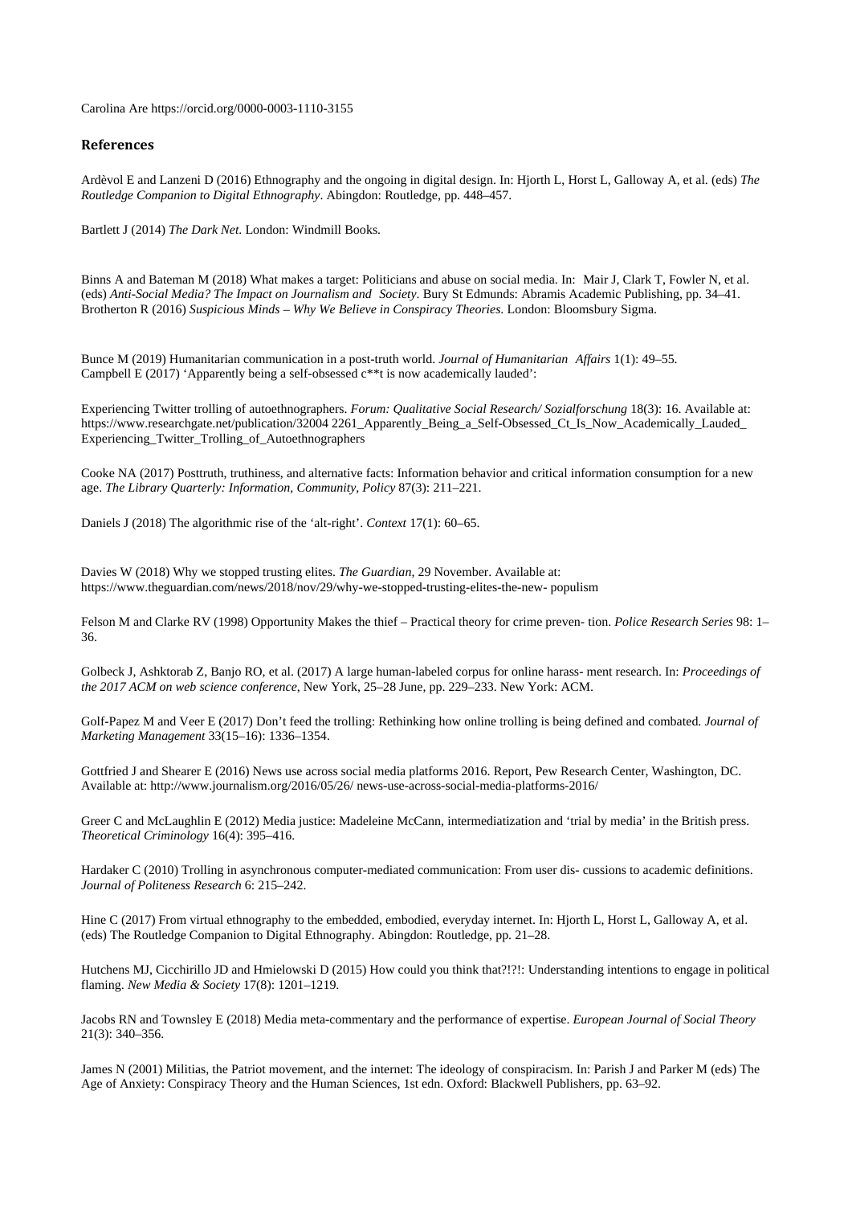Carolina Are https://orcid.org/0000-0003-1110-3155

## References

Ardèvol E and Lanzeni D (2016) Ethnography and the ongoing in digital design. In: Hjorth L, Horst L, Galloway A, et al. (eds) *The Routledge Companion to Digital Ethnography*. Abingdon: Routledge, pp. 448–457.

Bartlett J (2014) *The Dark Net*. London: Windmill Books.

Binns A and Bateman M (2018) What makes a target: Politicians and abuse on social media. In: Mair J, Clark T, Fowler N, et al. (eds) *Anti-Social Media? The Impact on Journalism and Society*. Bury St Edmunds: Abramis Academic Publishing, pp. 34–41.

Brotherton R (2016) *Suspicious Minds – Why We Believe in Conspiracy Theories*. London: Bloomsbury Sigma.

Bunce M (2019) Humanitarian communication in a post-truth world. *Journal of Humanitarian Affairs* 1(1): 49–55.

Campbell E (2017) 'Apparently being a self-obsessed c**t is now academically lauded':

Experiencing Twitter trolling of autoethnographers. *Forum: Qualitative Social Research/ Sozialforschung* 18(3): 16. Available at: https://www.researchgate.net/publication/32004 2261_Apparently_Being_a_Self-Obsessed_Ct_Is_Now_Academically_Lauded_ Experiencing_Twitter_Trolling_of_Autoethnographers

Cooke NA (2017) Posttruth, truthiness, and alternative facts: Information behavior and critical information consumption for a new age. *The Library Quarterly: Information, Community, Policy* 87(3): 211–221.

Daniels J (2018) The algorithmic rise of the 'alt-right'. *Context* 17(1): 60–65.

Davies W (2018) Why we stopped trusting elites. *The Guardian*, 29 November. Available at: https://www.theguardian.com/news/2018/nov/29/why-we-stopped-trusting-elites-the-new- populism

Felson M and Clarke RV (1998) Opportunity Makes the thief – Practical theory for crime preven- tion. *Police Research Series* 98: 1–36.

Golbeck J, Ashktorab Z, Banjo RO, et al. (2017) A large human-labeled corpus for online harass- ment research. In: *Proceedings of the 2017 ACM on web science conference*, New York, 25–28 June, pp. 229–233. New York: ACM.

Golf-Papez M and Veer E (2017) Don't feed the trolling: Rethinking how online trolling is being defined and combated. *Journal of Marketing Management* 33(15–16): 1336–1354.

Gottfried J and Shearer E (2016) News use across social media platforms 2016. Report, Pew Research Center, Washington, DC. Available at: http://www.journalism.org/2016/05/26/ news-use-across-social-media-platforms-2016/

Greer C and McLaughlin E (2012) Media justice: Madeleine McCann, intermediatization and 'trial by media' in the British press. *Theoretical Criminology* 16(4): 395–416.

Hardaker C (2010) Trolling in asynchronous computer-mediated communication: From user dis- cussions to academic definitions. *Journal of Politeness Research* 6: 215–242.

Hine C (2017) From virtual ethnography to the embedded, embodied, everyday internet. In: Hjorth L, Horst L, Galloway A, et al. (eds) The Routledge Companion to Digital Ethnography. Abingdon: Routledge, pp. 21–28.

Hutchens MJ, Cicchirillo JD and Hmielowski D (2015) How could you think that?!?!: Understanding intentions to engage in political flaming. *New Media & Society* 17(8): 1201–1219.

Jacobs RN and Townsley E (2018) Media meta-commentary and the performance of expertise. *European Journal of Social Theory* 21(3): 340–356.

James N (2001) Militias, the Patriot movement, and the internet: The ideology of conspiracism. In: Parish J and Parker M (eds) The Age of Anxiety: Conspiracy Theory and the Human Sciences, 1st edn. Oxford: Blackwell Publishers, pp. 63–92.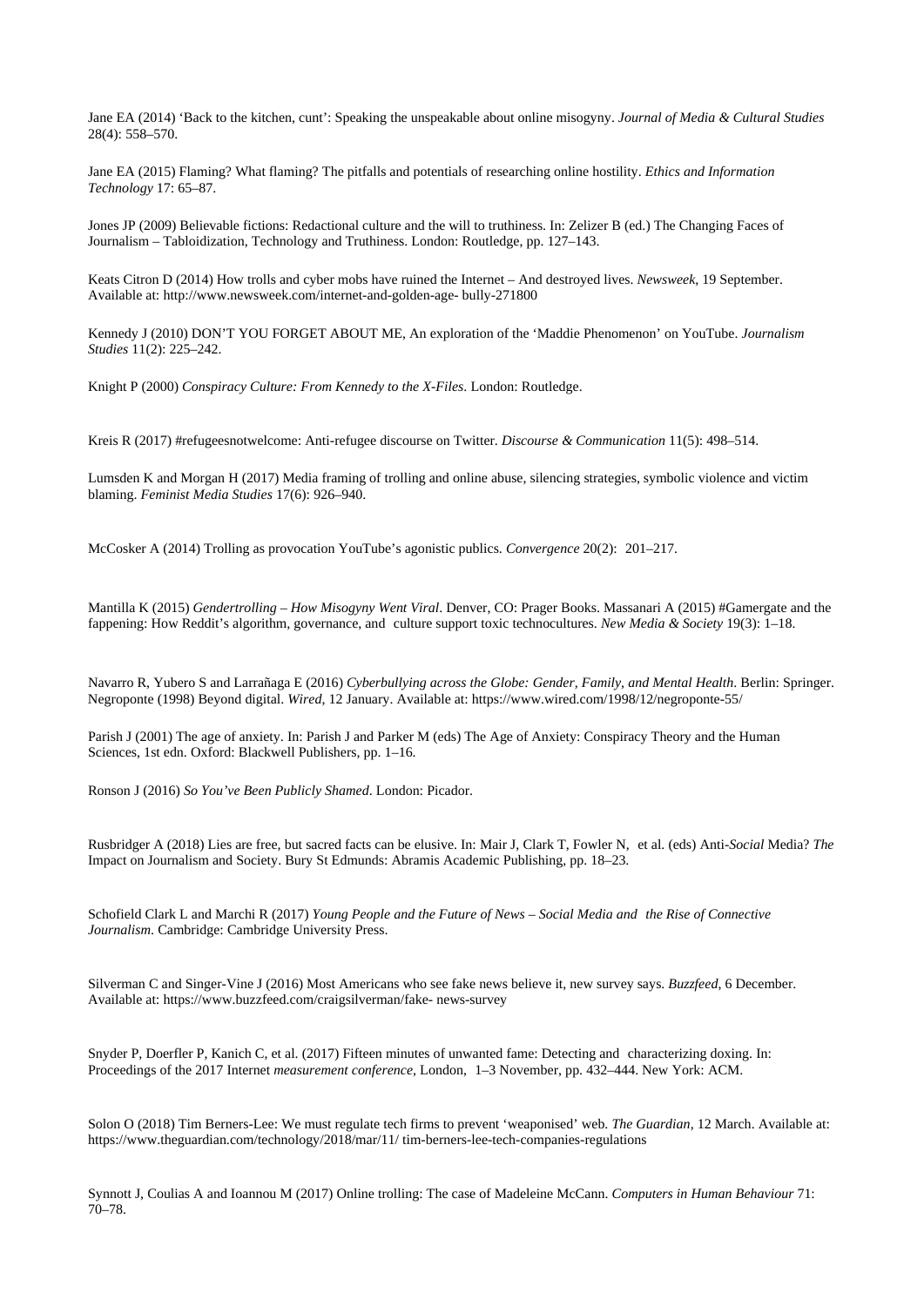Jane EA (2014) 'Back to the kitchen, cunt': Speaking the unspeakable about online misogyny. *Journal of Media & Cultural Studies* 28(4): 558–570.

Jane EA (2015) Flaming? What flaming? The pitfalls and potentials of researching online hostility. *Ethics and Information Technology* 17: 65–87.

Jones JP (2009) Believable fictions: Redactional culture and the will to truthiness. In: Zelizer B (ed.) The Changing Faces of Journalism – Tabloidization, Technology and Truthiness. London: Routledge, pp. 127–143.

Keats Citron D (2014) How trolls and cyber mobs have ruined the Internet – And destroyed lives. *Newsweek*, 19 September. Available at: http://www.newsweek.com/internet-and-golden-age- bully-271800

Kennedy J (2010) DON'T YOU FORGET ABOUT ME, An exploration of the 'Maddie Phenomenon' on YouTube. *Journalism Studies* 11(2): 225–242.

Knight P (2000) *Conspiracy Culture: From Kennedy to the X-Files*. London: Routledge.

Kreis R (2017) #refugeesnotwelcome: Anti-refugee discourse on Twitter. *Discourse & Communication* 11(5): 498–514.

Lumsden K and Morgan H (2017) Media framing of trolling and online abuse, silencing strategies, symbolic violence and victim blaming. *Feminist Media Studies* 17(6): 926–940.

McCosker A (2014) Trolling as provocation YouTube's agonistic publics. *Convergence* 20(2): 201–217.

Mantilla K (2015) *Gendertrolling – How Misogyny Went Viral*. Denver, CO: Prager Books. Massanari A (2015) #Gamergate and the fappening: How Reddit's algorithm, governance, and culture support toxic technocultures. *New Media & Society* 19(3): 1–18.

Navarro R, Yubero S and Larrañaga E (2016) *Cyberbullying across the Globe: Gender, Family, and Mental Health*. Berlin: Springer. Negroponte (1998) Beyond digital. *Wired*, 12 January. Available at: https://www.wired.com/1998/12/negroponte-55/

Parish J (2001) The age of anxiety. In: Parish J and Parker M (eds) The Age of Anxiety: Conspiracy Theory and the Human Sciences, 1st edn. Oxford: Blackwell Publishers, pp. 1–16.

Ronson J (2016) *So You've Been Publicly Shamed*. London: Picador.

Rusbridger A (2018) Lies are free, but sacred facts can be elusive. In: Mair J, Clark T, Fowler N, et al. (eds) Anti-*Social* Media? *The* Impact on Journalism and Society. Bury St Edmunds: Abramis Academic Publishing, pp. 18–23.

Schofield Clark L and Marchi R (2017) *Young People and the Future of News – Social Media and the Rise of Connective Journalism*. Cambridge: Cambridge University Press.

Silverman C and Singer-Vine J (2016) Most Americans who see fake news believe it, new survey says. *Buzzfeed*, 6 December. Available at: https://www.buzzfeed.com/craigsilverman/fake- news-survey

Snyder P, Doerfler P, Kanich C, et al. (2017) Fifteen minutes of unwanted fame: Detecting and characterizing doxing. In: Proceedings of the 2017 Internet *measurement conference*, London, 1–3 November, pp. 432–444. New York: ACM.

Solon O (2018) Tim Berners-Lee: We must regulate tech firms to prevent 'weaponised' web. *The Guardian*, 12 March. Available at: https://www.theguardian.com/technology/2018/mar/11/ tim-berners-lee-tech-companies-regulations

Synnott J, Coulias A and Ioannou M (2017) Online trolling: The case of Madeleine McCann. *Computers in Human Behaviour* 71: 70–78.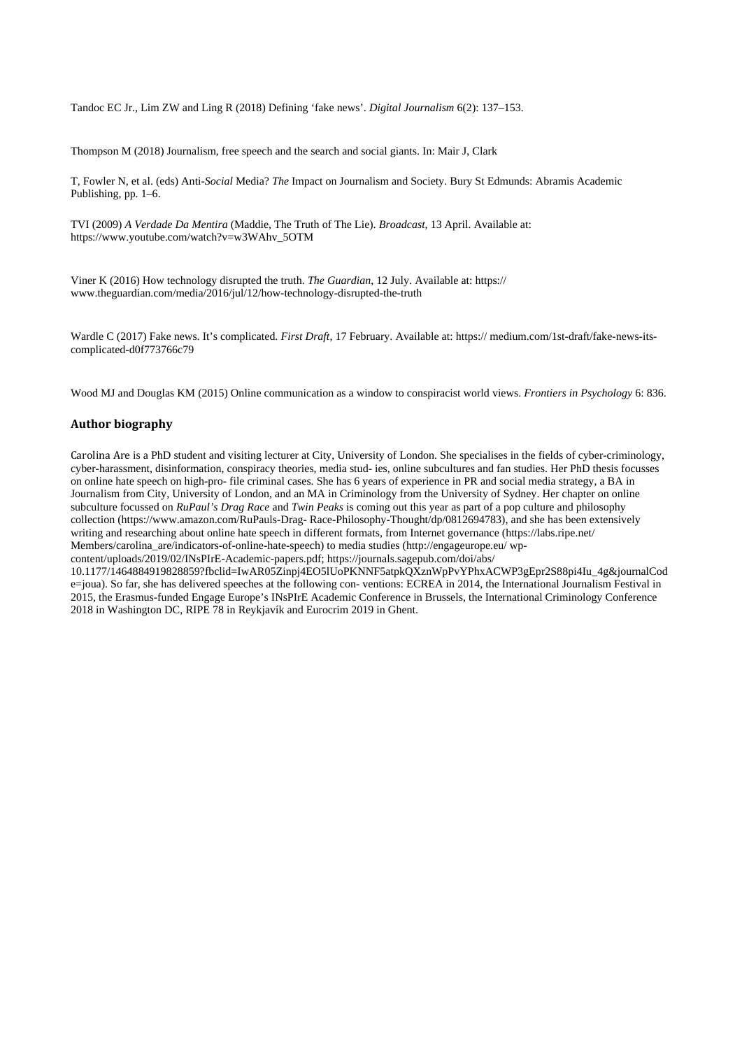Tandoc EC Jr., Lim ZW and Ling R (2018) Defining 'fake news'. *Digital Journalism* 6(2): 137–153.

Thompson M (2018) Journalism, free speech and the search and social giants. In: Mair J, Clark

T, Fowler N, et al. (eds) Anti-*Social* Media? *The* Impact on Journalism and Society. Bury St Edmunds: Abramis Academic Publishing, pp. 1–6.

TVI (2009) *A Verdade Da Mentira* (Maddie, The Truth of The Lie). *Broadcast*, 13 April. Available at: https://www.youtube.com/watch?v=w3WAhv_5OTM

Viner K (2016) How technology disrupted the truth. *The Guardian*, 12 July. Available at: https:// www.theguardian.com/media/2016/jul/12/how-technology-disrupted-the-truth

Wardle C (2017) Fake news. It's complicated. *First Draft*, 17 February. Available at: https:// medium.com/1st-draft/fake-news-its-complicated-d0f773766c79

Wood MJ and Douglas KM (2015) Online communication as a window to conspiracist world views. *Frontiers in Psychology* 6: 836.

## Author biography

Carolina Are is a PhD student and visiting lecturer at City, University of London. She specialises in the fields of cyber-criminology, cyber-harassment, disinformation, conspiracy theories, media stud- ies, online subcultures and fan studies. Her PhD thesis focusses on online hate speech on high-pro- file criminal cases. She has 6 years of experience in PR and social media strategy, a BA in Journalism from City, University of London, and an MA in Criminology from the University of Sydney. Her chapter on online subculture focussed on *RuPaul's Drag Race* and *Twin Peaks* is coming out this year as part of a pop culture and philosophy collection (https://www.amazon.com/RuPauls-Drag- Race-Philosophy-Thought/dp/0812694783), and she has been extensively writing and researching about online hate speech in different formats, from Internet governance (https://labs.ripe.net/ Members/carolina_are/indicators-of-online-hate-speech) to media studies (http://engageurope.eu/ wp-content/uploads/2019/02/INsPIrE-Academic-papers.pdf; https://journals.sagepub.com/doi/abs/ 10.1177/1464884919828859?fbclid=IwAR05Zinpj4EO5lUoPKNNF5atpkQXznWpPvYPhxACWP3gEpr2S88pi4Iu_4g&journalCode=joua). So far, she has delivered speeches at the following con- ventions: ECREA in 2014, the International Journalism Festival in 2015, the Erasmus-funded Engage Europe's INsPIrE Academic Conference in Brussels, the International Criminology Conference 2018 in Washington DC, RIPE 78 in Reykjavík and Eurocrim 2019 in Ghent.